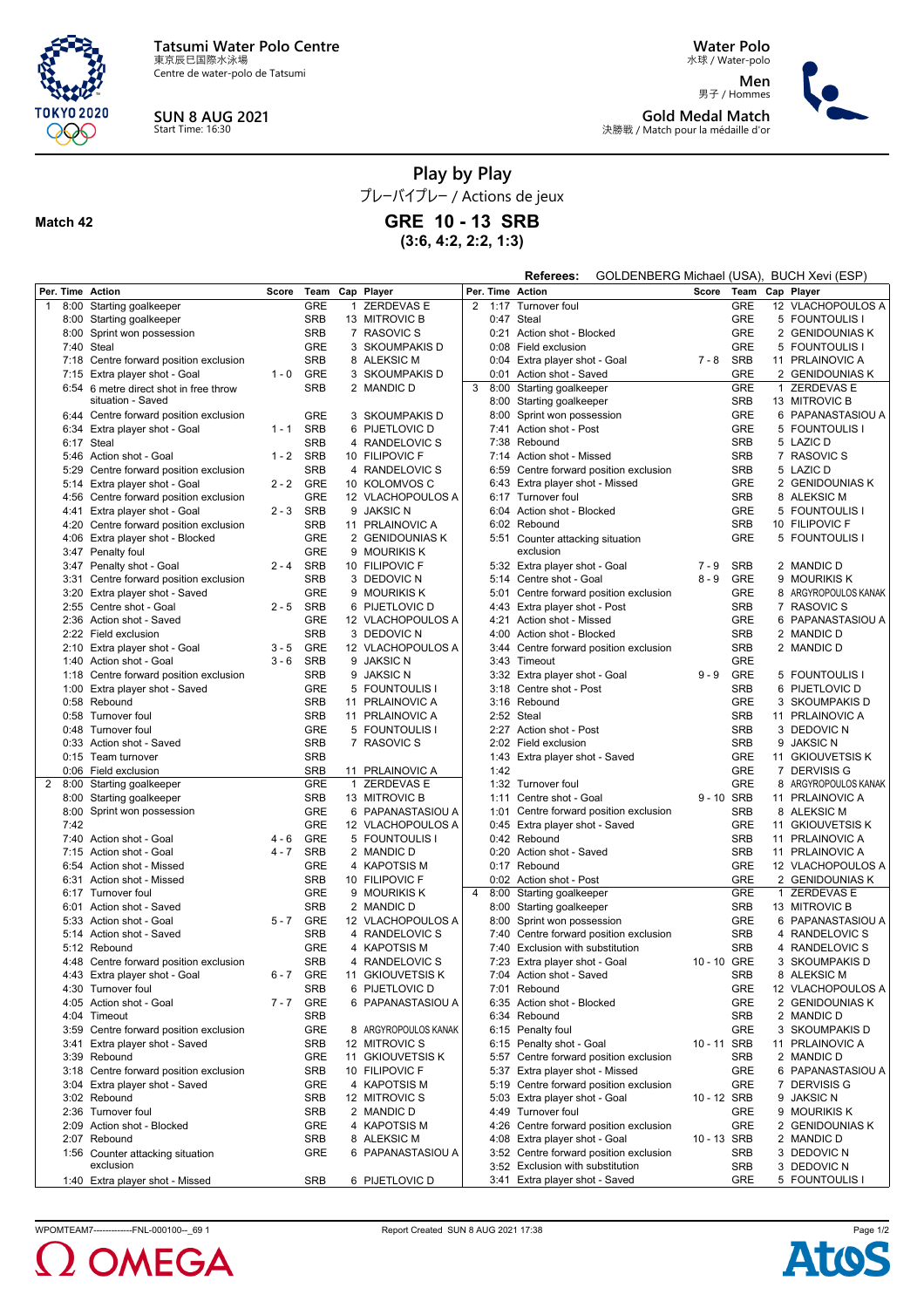Tatsumi Water Polo Centre
東京辰巳国際水泳場
Centre de water-polo de Tatsumi

**SUN 8 AUG 2021**
Start Time: 16:30

**Water Polo**
水球 / Water-polo

**Men**
男子 / Hommes

**Gold Medal Match**
決勝戦 / Match pour la médaille d'or

# Play by Play

プレーバイプレー / Actions de jeux

**Match 42**

## GRE 10 - 13 SRB

**(3:6, 4:2, 2:2, 1:3)**

**Referees:** GOLDENBERG Michael (USA), BUCH Xevi (ESP)

| Per. | Time | Action | Score | Team | Cap | Player |
|---|---|---|---|---|---|---|
| 1 | 8:00 | Starting goalkeeper | | GRE | 1 | ZERDEVAS E |
| | 8:00 | Starting goalkeeper | | SRB | 13 | MITROVIC B |
| | 8:00 | Sprint won possession | | SRB | 7 | RASOVIC S |
| | 7:40 | Steal | | GRE | 3 | SKOUMPAKIS D |
| | 7:18 | Centre forward position exclusion | | SRB | 8 | ALEKSIC M |
| | 7:15 | Extra player shot - Goal | 1 - 0 | GRE | 3 | SKOUMPAKIS D |
| | 6:54 | 6 metre direct shot in free throw situation - Saved | | SRB | 2 | MANDIC D |
| | 6:44 | Centre forward position exclusion | | GRE | 3 | SKOUMPAKIS D |
| | 6:34 | Extra player shot - Goal | 1 - 1 | SRB | 6 | PIJETLOVIC D |
| | 6:17 | Steal | | SRB | 4 | RANDELOVIC S |
| | 5:46 | Action shot - Goal | 1 - 2 | SRB | 10 | FILIPOVIC F |
| | 5:29 | Centre forward position exclusion | | SRB | 4 | RANDELOVIC S |
| | 5:14 | Extra player shot - Goal | 2 - 2 | GRE | 10 | KOLOMVOS C |
| | 4:56 | Centre forward position exclusion | | GRE | 12 | VLACHOPOULOS A |
| | 4:41 | Extra player shot - Goal | 2 - 3 | SRB | 9 | JAKSIC N |
| | 4:20 | Centre forward position exclusion | | SRB | 11 | PRLAINOVIC A |
| | 4:06 | Extra player shot - Blocked | | GRE | 2 | GENIDOUNIAS K |
| | 3:47 | Penalty foul | | GRE | 9 | MOURIKIS K |
| | 3:47 | Penalty shot - Goal | 2 - 4 | SRB | 10 | FILIPOVIC F |
| | 3:31 | Centre forward position exclusion | | SRB | 3 | DEDOVIC N |
| | 3:20 | Extra player shot - Saved | | GRE | 9 | MOURIKIS K |
| | 2:55 | Centre shot - Goal | 2 - 5 | SRB | 6 | PIJETLOVIC D |
| | 2:36 | Action shot - Saved | | GRE | 12 | VLACHOPOULOS A |
| | 2:22 | Field exclusion | | SRB | 3 | DEDOVIC N |
| | 2:10 | Extra player shot - Goal | 3 - 5 | GRE | 12 | VLACHOPOULOS A |
| | 1:40 | Action shot - Goal | 3 - 6 | SRB | 9 | JAKSIC N |
| | 1:18 | Centre forward position exclusion | | SRB | 9 | JAKSIC N |
| | 1:00 | Extra player shot - Saved | | GRE | 5 | FOUNTOULIS I |
| | 0:58 | Rebound | | SRB | 11 | PRLAINOVIC A |
| | 0:58 | Turnover foul | | SRB | 11 | PRLAINOVIC A |
| | 0:48 | Turnover foul | | GRE | 5 | FOUNTOULIS I |
| | 0:33 | Action shot - Saved | | SRB | 7 | RASOVIC S |
| | 0:15 | Team turnover | | SRB | | |
| | 0:06 | Field exclusion | | SRB | 11 | PRLAINOVIC A |
| 2 | 8:00 | Starting goalkeeper | | GRE | 1 | ZERDEVAS E |
| | 8:00 | Starting goalkeeper | | SRB | 13 | MITROVIC B |
| | 8:00 | Sprint won possession | | GRE | 6 | PAPANASTASIOU A |
| | 7:42 | | | GRE | 12 | VLACHOPOULOS A |
| | 7:40 | Action shot - Goal | 4 - 6 | GRE | 5 | FOUNTOULIS I |
| | 7:15 | Action shot - Goal | 4 - 7 | SRB | 2 | MANDIC D |
| | 6:54 | Action shot - Missed | | GRE | 4 | KAPOTSIS M |
| | 6:31 | Action shot - Missed | | SRB | 10 | FILIPOVIC F |
| | 6:17 | Turnover foul | | GRE | 9 | MOURIKIS K |
| | 6:01 | Action shot - Saved | | SRB | 2 | MANDIC D |
| | 5:33 | Action shot - Goal | 5 - 7 | GRE | 12 | VLACHOPOULOS A |
| | 5:14 | Action shot - Saved | | SRB | 4 | RANDELOVIC S |
| | 5:12 | Rebound | | GRE | 4 | KAPOTSIS M |
| | 4:48 | Centre forward position exclusion | | SRB | 4 | RANDELOVIC S |
| | 4:43 | Extra player shot - Goal | 6 - 7 | GRE | 11 | GKIOUVETSIS K |
| | 4:30 | Turnover foul | | SRB | 6 | PIJETLOVIC D |
| | 4:05 | Action shot - Goal | 7 - 7 | GRE | 6 | PAPANASTASIOU A |
| | 4:04 | Timeout | | SRB | | |
| | 3:59 | Centre forward position exclusion | | GRE | 8 | ARGYROPOULOS KANAK |
| | 3:41 | Extra player shot - Saved | | SRB | 12 | MITROVIC S |
| | 3:39 | Rebound | | GRE | 11 | GKIOUVETSIS K |
| | 3:18 | Centre forward position exclusion | | SRB | 10 | FILIPOVIC F |
| | 3:04 | Extra player shot - Saved | | GRE | 4 | KAPOTSIS M |
| | 3:02 | Rebound | | SRB | 12 | MITROVIC S |
| | 2:36 | Turnover foul | | SRB | 2 | MANDIC D |
| | 2:09 | Action shot - Blocked | | GRE | 4 | KAPOTSIS M |
| | 2:07 | Rebound | | SRB | 8 | ALEKSIC M |
| | 1:56 | Counter attacking situation exclusion | | GRE | 6 | PAPANASTASIOU A |
| | 1:40 | Extra player shot - Missed | | SRB | 6 | PIJETLOVIC D |
| 2 | 1:17 | Turnover foul | | GRE | 12 | VLACHOPOULOS A |
| | 0:47 | Steal | | GRE | 5 | FOUNTOULIS I |
| | 0:21 | Action shot - Blocked | | GRE | 2 | GENIDOUNIAS K |
| | 0:08 | Field exclusion | | GRE | 5 | FOUNTOULIS I |
| | 0:04 | Extra player shot - Goal | 7 - 8 | SRB | 11 | PRLAINOVIC A |
| | 0:01 | Action shot - Saved | | GRE | 2 | GENIDOUNIAS K |
| 3 | 8:00 | Starting goalkeeper | | GRE | 1 | ZERDEVAS E |
| | 8:00 | Starting goalkeeper | | SRB | 13 | MITROVIC B |
| | 8:00 | Sprint won possession | | GRE | 6 | PAPANASTASIOU A |
| | 7:41 | Action shot - Post | | GRE | 5 | FOUNTOULIS I |
| | 7:38 | Rebound | | SRB | 5 | LAZIC D |
| | 7:14 | Action shot - Missed | | SRB | 7 | RASOVIC S |
| | 6:59 | Centre forward position exclusion | | SRB | 5 | LAZIC D |
| | 6:43 | Extra player shot - Missed | | GRE | 2 | GENIDOUNIAS K |
| | 6:17 | Turnover foul | | SRB | 8 | ALEKSIC M |
| | 6:04 | Action shot - Blocked | | GRE | 5 | FOUNTOULIS I |
| | 6:02 | Rebound | | SRB | 10 | FILIPOVIC F |
| | 5:51 | Counter attacking situation exclusion | | GRE | 5 | FOUNTOULIS I |
| | 5:32 | Extra player shot - Goal | 7 - 9 | SRB | 2 | MANDIC D |
| | 5:14 | Centre shot - Goal | 8 - 9 | GRE | 9 | MOURIKIS K |
| | 5:01 | Centre forward position exclusion | | GRE | 8 | ARGYROPOULOS KANAK |
| | 4:43 | Extra player shot - Post | | SRB | 7 | RASOVIC S |
| | 4:21 | Action shot - Missed | | GRE | 6 | PAPANASTASIOU A |
| | 4:00 | Action shot - Blocked | | SRB | 2 | MANDIC D |
| | 3:44 | Centre forward position exclusion | | SRB | 2 | MANDIC D |
| | 3:43 | Timeout | | GRE | | |
| | 3:32 | Extra player shot - Goal | 9 - 9 | GRE | 5 | FOUNTOULIS I |
| | 3:18 | Centre shot - Post | | SRB | 6 | PIJETLOVIC D |
| | 3:16 | Rebound | | GRE | 3 | SKOUMPAKIS D |
| | 2:52 | Steal | | SRB | 11 | PRLAINOVIC A |
| | 2:27 | Action shot - Post | | SRB | 3 | DEDOVIC N |
| | 2:02 | Field exclusion | | SRB | 9 | JAKSIC N |
| | 1:43 | Extra player shot - Saved | | GRE | 11 | GKIOUVETSIS K |
| | 1:42 | | | GRE | 7 | DERVISIS G |
| | 1:32 | Turnover foul | | GRE | 8 | ARGYROPOULOS KANAK |
| | 1:11 | Centre shot - Goal | 9 - 10 | SRB | 11 | PRLAINOVIC A |
| | 1:01 | Centre forward position exclusion | | SRB | 8 | ALEKSIC M |
| | 0:45 | Extra player shot - Saved | | GRE | 11 | GKIOUVETSIS K |
| | 0:42 | Rebound | | SRB | 11 | PRLAINOVIC A |
| | 0:20 | Action shot - Saved | | SRB | 11 | PRLAINOVIC A |
| | 0:17 | Rebound | | GRE | 12 | VLACHOPOULOS A |
| | 0:02 | Action shot - Post | | GRE | 2 | GENIDOUNIAS K |
| 4 | 8:00 | Starting goalkeeper | | GRE | 1 | ZERDEVAS E |
| | 8:00 | Starting goalkeeper | | SRB | 13 | MITROVIC B |
| | 8:00 | Sprint won possession | | GRE | 6 | PAPANASTASIOU A |
| | 7:40 | Centre forward position exclusion | | SRB | 4 | RANDELOVIC S |
| | 7:40 | Exclusion with substitution | | SRB | 4 | RANDELOVIC S |
| | 7:23 | Extra player shot - Goal | 10 - 10 | GRE | 3 | SKOUMPAKIS D |
| | 7:04 | Action shot - Saved | | SRB | 8 | ALEKSIC M |
| | 7:01 | Rebound | | GRE | 12 | VLACHOPOULOS A |
| | 6:35 | Action shot - Blocked | | GRE | 2 | GENIDOUNIAS K |
| | 6:34 | Rebound | | SRB | 2 | MANDIC D |
| | 6:15 | Penalty foul | | GRE | 3 | SKOUMPAKIS D |
| | 6:15 | Penalty shot - Goal | 10 - 11 | SRB | 11 | PRLAINOVIC A |
| | 5:57 | Centre forward position exclusion | | SRB | 2 | MANDIC D |
| | 5:37 | Extra player shot - Missed | | GRE | 6 | PAPANASTASIOU A |
| | 5:19 | Centre forward position exclusion | | GRE | 7 | DERVISIS G |
| | 5:03 | Extra player shot - Goal | 10 - 12 | SRB | 9 | JAKSIC N |
| | 4:49 | Turnover foul | | GRE | 9 | MOURIKIS K |
| | 4:26 | Centre forward position exclusion | | GRE | 2 | GENIDOUNIAS K |
| | 4:08 | Extra player shot - Goal | 10 - 13 | SRB | 2 | MANDIC D |
| | 3:52 | Centre forward position exclusion | | SRB | 3 | DEDOVIC N |
| | 3:52 | Exclusion with substitution | | SRB | 3 | DEDOVIC N |
| | 3:41 | Extra player shot - Saved | | GRE | 5 | FOUNTOULIS I |

WPOMTEAM7------------FNL-000100--_69 1 Report Created SUN 8 AUG 2021 17:38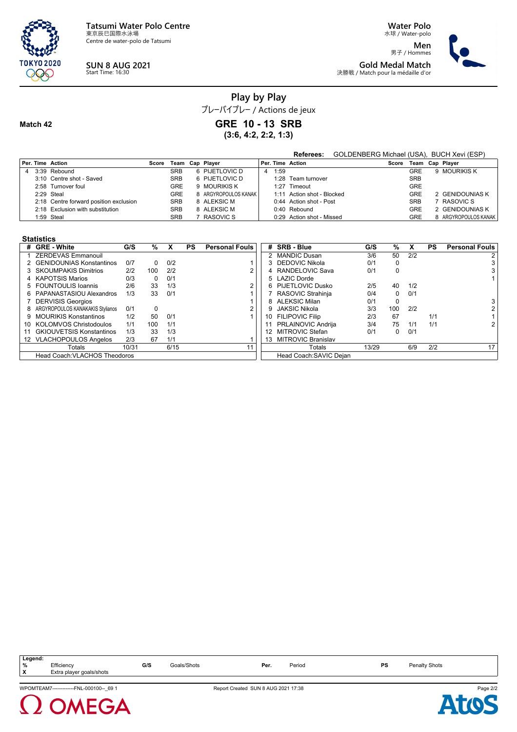Tatsumi Water Polo Centre
東京辰巳国際水泳場
Centre de water-polo de Tatsumi

**SUN 8 AUG 2021**
Start Time: 16:30

**Water Polo**
水球 / Water-polo
**Men**
男子 / Hommes
**Gold Medal Match**
決勝戦 / Match pour la médaille d'or

# Play by Play
プレーバイプレー / Actions de jeux

**Match 42**

## GRE 10 - 13 SRB
**(3:6, 4:2, 2:2, 1:3)**

**Referees:** GOLDENBERG Michael (USA), BUCH Xevi (ESP)

| Per. | Time | Action | Score | Team | Cap | Player |
|---|---|---|---|---|---|---|
| 4 | 3:39 | Rebound | | SRB | 6 | PIJETLOVIC D |
| | 3:10 | Centre shot - Saved | | SRB | 6 | PIJETLOVIC D |
| | 2:58 | Turnover foul | | GRE | 9 | MOURIKIS K |
| | 2:29 | Steal | | GRE | 8 | ARGYROPOULOS KANAK |
| | 2:18 | Centre forward position exclusion | | SRB | 8 | ALEKSIC M |
| | 2:18 | Exclusion with substitution | | SRB | 8 | ALEKSIC M |
| | 1:59 | Steal | | SRB | 7 | RASOVIC S |
| 4 | 1:59 | | | GRE | 9 | MOURIKIS K |
| | 1:28 | Team turnover | | SRB | | |
| | 1:27 | Timeout | | GRE | | |
| | 1:11 | Action shot - Blocked | | GRE | 2 | GENIDOUNIAS K |
| | 0:44 | Action shot - Post | | SRB | 7 | RASOVIC S |
| | 0:40 | Rebound | | GRE | 2 | GENIDOUNIAS K |
| | 0:29 | Action shot - Missed | | GRE | 8 | ARGYROPOULOS KANAK |

### Statistics

| # | GRE - White | G/S | % | X | PS | Personal Fouls |
|---|---|---|---|---|---|---|
| 1 | ZERDEVAS Emmanouil | | | | | |
| 2 | GENIDOUNIAS Konstantinos | 0/7 | 0 | 0/2 | | 1 |
| 3 | SKOUMPAKIS Dimitrios | 2/2 | 100 | 2/2 | | 2 |
| 4 | KAPOTSIS Marios | 0/3 | 0 | 0/1 | | |
| 5 | FOUNTOULIS Ioannis | 2/6 | 33 | 1/3 | | 2 |
| 6 | PAPANASTASIOU Alexandros | 1/3 | 33 | 0/1 | | 1 |
| 7 | DERVISIS Georgios | | | | | 1 |
| 8 | ARGYROPOULOS KANAKAKIS Stylianos | 0/1 | 0 | | | 2 |
| 9 | MOURIKIS Konstantinos | 1/2 | 50 | 0/1 | | 1 |
| 10 | KOLOMVOS Christodoulos | 1/1 | 100 | 1/1 | | |
| 11 | GKIOUVETSIS Konstantinos | 1/3 | 33 | 1/3 | | |
| 12 | VLACHOPOULOS Angelos | 2/3 | 67 | 1/1 | | 1 |
| | Totals | 10/31 | | 6/15 | | 11 |
| | Head Coach:VLACHOS Theodoros | | | | | |

| # | SRB - Blue | G/S | % | X | PS | Personal Fouls |
|---|---|---|---|---|---|---|
| 2 | MANDIC Dusan | 3/6 | 50 | 2/2 | | 2 |
| 3 | DEDOVIC Nikola | 0/1 | 0 | | | 3 |
| 4 | RANDELOVIC Sava | 0/1 | 0 | | | 3 |
| 5 | LAZIC Dorde | | | | | 1 |
| 6 | PIJETLOVIC Dusko | 2/5 | 40 | 1/2 | | |
| 7 | RASOVIC Strahinja | 0/4 | 0 | 0/1 | | |
| 8 | ALEKSIC Milan | 0/1 | 0 | | | 3 |
| 9 | JAKSIC Nikola | 3/3 | 100 | 2/2 | | 2 |
| 10 | FILIPOVIC Filip | 2/3 | 67 | | 1/1 | 1 |
| 11 | PRLAINOVIC Andrija | 3/4 | 75 | 1/1 | 1/1 | 2 |
| 12 | MITROVIC Stefan | 0/1 | 0 | 0/1 | | |
| 13 | MITROVIC Branislav | | | | | |
| | Totals | 13/29 | | 6/9 | 2/2 | 17 |
| | Head Coach:SAVIC Dejan | | | | | |

**Legend:**

| | | | | | | | |
|---|---|---|---|---|---|---|---|
| % | Efficiency | G/S | Goals/Shots | Per. | Period | PS | Penalty Shots |
| X | Extra player goals/shots | | | | | | |

WPOMTEAM7------------FNL-000100--_69 1 Report Created SUN 8 AUG 2021 17:38